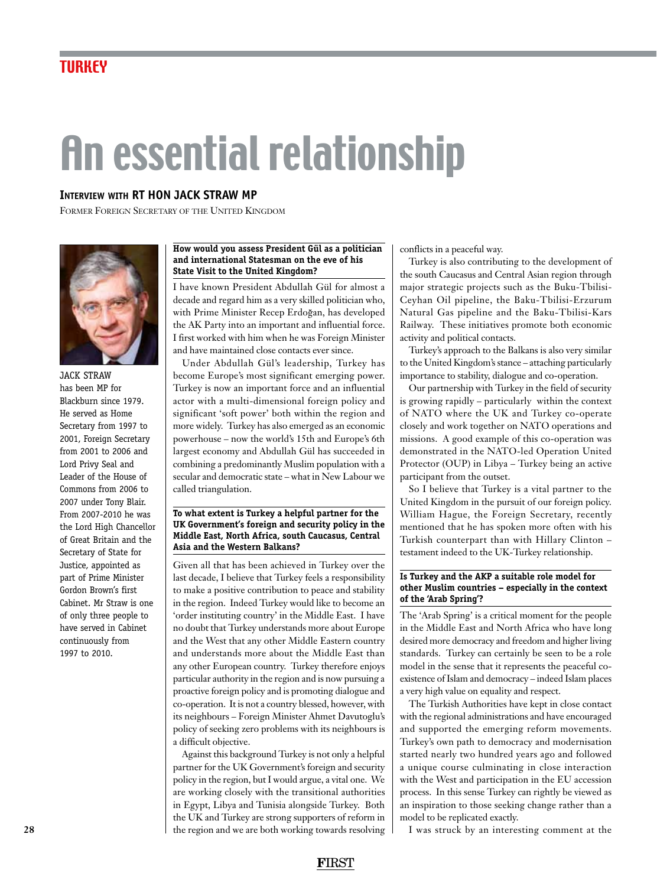# An essential relationship

## Interview with RT HON JACK STRAW MP

Former Foreign Secretary of the United Kingdom

JACK STRAW has been MP for Blackburn since 1979. He served as Home Secretary from 1997 to 2001, Foreign Secretary from 2001 to 2006 and Lord Privy Seal and Leader of the House of Commons from 2006 to 2007 under Tony Blair. From 2007-2010 he was the Lord High Chancellor of Great Britain and the Secretary of State for Justice, appointed as part of Prime Minister Gordon Brown's first Cabinet. Mr Straw is one of only three people to have served in Cabinet continuously from 1997 to 2010.

**How would you assess President Gül as a politician and international Statesman on the eve of his State Visit to the United Kingdom?**

I have known President Abdullah Gül for almost a decade and regard him as a very skilled politician who, with Prime Minister Recep Erdoğan, has developed the AK Party into an important and influential force. I first worked with him when he was Foreign Minister and have maintained close contacts ever since.

Under Abdullah Gül's leadership, Turkey has become Europe's most significant emerging power. Turkey is now an important force and an influential actor with a multi-dimensional foreign policy and significant 'soft power' both within the region and more widely. Turkey has also emerged as an economic powerhouse – now the world's 15th and Europe's 6th largest economy and Abdullah Gül has succeeded in combining a predominantly Muslim population with a secular and democratic state – what in New Labour we called triangulation.

**To what extent is Turkey a helpful partner for the UK Government's foreign and security policy in the Middle East, North Africa, south Caucasus, Central Asia and the Western Balkans?**

Given all that has been achieved in Turkey over the last decade, I believe that Turkey feels a responsibility to make a positive contribution to peace and stability in the region. Indeed Turkey would like to become an 'order instituting country' in the Middle East. I have no doubt that Turkey understands more about Europe and the West that any other Middle Eastern country and understands more about the Middle East than any other European country. Turkey therefore enjoys particular authority in the region and is now pursuing a proactive foreign policy and is promoting dialogue and co-operation. It is not a country blessed, however, with its neighbours – Foreign Minister Ahmet Davutoglu's policy of seeking zero problems with its neighbours is a difficult objective.

Against this background Turkey is not only a helpful partner for the UK Government's foreign and security policy in the region, but I would argue, a vital one. We are working closely with the transitional authorities in Egypt, Libya and Tunisia alongside Turkey. Both the UK and Turkey are strong supporters of reform in the region and we are both working towards resolving conflicts in a peaceful way.

Turkey is also contributing to the development of the south Caucasus and Central Asian region through major strategic projects such as the Buku-Tbilisi-Ceyhan Oil pipeline, the Baku-Tbilisi-Erzurum Natural Gas pipeline and the Baku-Tbilisi-Kars Railway. These initiatives promote both economic activity and political contacts.

Turkey's approach to the Balkans is also very similar to the United Kingdom's stance – attaching particularly importance to stability, dialogue and co-operation.

Our partnership with Turkey in the field of security is growing rapidly – particularly within the context of NATO where the UK and Turkey co-operate closely and work together on NATO operations and missions. A good example of this co-operation was demonstrated in the NATO-led Operation United Protector (OUP) in Libya – Turkey being an active participant from the outset.

So I believe that Turkey is a vital partner to the United Kingdom in the pursuit of our foreign policy. William Hague, the Foreign Secretary, recently mentioned that he has spoken more often with his Turkish counterpart than with Hillary Clinton – testament indeed to the UK-Turkey relationship.

**Is Turkey and the AKP a suitable role model for other Muslim countries – especially in the context of the 'Arab Spring'?**

The 'Arab Spring' is a critical moment for the people in the Middle East and North Africa who have long desired more democracy and freedom and higher living standards. Turkey can certainly be seen to be a role model in the sense that it represents the peaceful co-existence of Islam and democracy – indeed Islam places a very high value on equality and respect.

The Turkish Authorities have kept in close contact with the regional administrations and have encouraged and supported the emerging reform movements. Turkey's own path to democracy and modernisation started nearly two hundred years ago and followed a unique course culminating in close interaction with the West and participation in the EU accession process. In this sense Turkey can rightly be viewed as an inspiration to those seeking change rather than a model to be replicated exactly.

I was struck by an interesting comment at the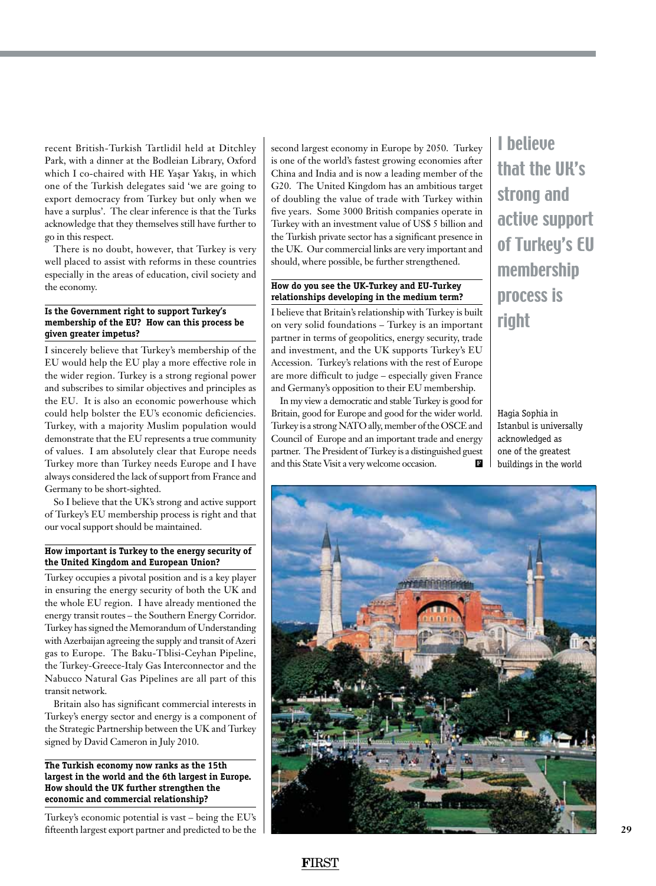recent British-Turkish Tartlidil held at Ditchley Park, with a dinner at the Bodleian Library, Oxford which I co-chaired with HE Yaşar Yakış, in which one of the Turkish delegates said 'we are going to export democracy from Turkey but only when we have a surplus'. The clear inference is that the Turks acknowledge that they themselves still have further to go in this respect.

There is no doubt, however, that Turkey is very well placed to assist with reforms in these countries especially in the areas of education, civil society and the economy.

**Is the Government right to support Turkey's membership of the EU? How can this process be given greater impetus?**

I sincerely believe that Turkey's membership of the EU would help the EU play a more effective role in the wider region. Turkey is a strong regional power and subscribes to similar objectives and principles as the EU. It is also an economic powerhouse which could help bolster the EU's economic deficiencies. Turkey, with a majority Muslim population would demonstrate that the EU represents a true community of values. I am absolutely clear that Europe needs Turkey more than Turkey needs Europe and I have always considered the lack of support from France and Germany to be short-sighted.

So I believe that the UK's strong and active support of Turkey's EU membership process is right and that our vocal support should be maintained.

**How important is Turkey to the energy security of the United Kingdom and European Union?**

Turkey occupies a pivotal position and is a key player in ensuring the energy security of both the UK and the whole EU region. I have already mentioned the energy transit routes – the Southern Energy Corridor. Turkey has signed the Memorandum of Understanding with Azerbaijan agreeing the supply and transit of Azeri gas to Europe. The Baku-Tblisi-Ceyhan Pipeline, the Turkey-Greece-Italy Gas Interconnector and the Nabucco Natural Gas Pipelines are all part of this transit network.

Britain also has significant commercial interests in Turkey's energy sector and energy is a component of the Strategic Partnership between the UK and Turkey signed by David Cameron in July 2010.

**The Turkish economy now ranks as the 15th largest in the world and the 6th largest in Europe. How should the UK further strengthen the economic and commercial relationship?**

Turkey's economic potential is vast – being the EU's fifteenth largest export partner and predicted to be the second largest economy in Europe by 2050. Turkey is one of the world's fastest growing economies after China and India and is now a leading member of the G20. The United Kingdom has an ambitious target of doubling the value of trade with Turkey within five years. Some 3000 British companies operate in Turkey with an investment value of US$ 5 billion and the Turkish private sector has a significant presence in the UK. Our commercial links are very important and should, where possible, be further strengthened.

**How do you see the UK-Turkey and EU-Turkey relationships developing in the medium term?**

I believe that Britain's relationship with Turkey is built on very solid foundations – Turkey is an important partner in terms of geopolitics, energy security, trade and investment, and the UK supports Turkey's EU Accession. Turkey's relations with the rest of Europe are more difficult to judge – especially given France and Germany's opposition to their EU membership.

In my view a democratic and stable Turkey is good for Britain, good for Europe and good for the wider world. Turkey is a strong NATO ally, member of the OSCE and Council of Europe and an important trade and energy partner. The President of Turkey is a distinguished guest and this State Visit a very welcome occasion.

## I believe that the UK's strong and active support of Turkey's EU membership process is right

Hagia Sophia in Istanbul is universally acknowledged as one of the greatest buildings in the world